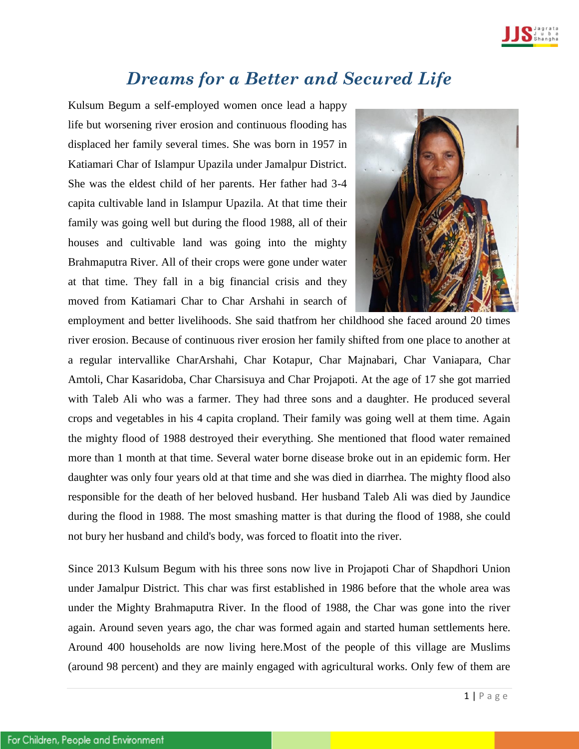# *Dreams for a Better and Secured Life*

Kulsum Begum a self-employed women once lead a happy life but worsening river erosion and continuous flooding has displaced her family several times. She was born in 1957 in Katiamari Char of Islampur Upazila under Jamalpur District. She was the eldest child of her parents. Her father had 3-4 capita cultivable land in Islampur Upazila. At that time their family was going well but during the flood 1988, all of their houses and cultivable land was going into the mighty Brahmaputra River. All of their crops were gone under water at that time. They fall in a big financial crisis and they moved from Katiamari Char to Char Arshahi in search of employment and better livelihoods. She said thatfrom her childhood she faced around 20 times river erosion. Because of continuous river erosion her family shifted from one place to another at a regular intervallike CharArshahi, Char Kotapur, Char Majnabari, Char Vaniapara, Char Amtoli, Char Kasaridoba, Char Charsisuya and Char Projapoti. At the age of 17 she got married with Taleb Ali who was a farmer. They had three sons and a daughter. He produced several crops and vegetables in his 4 capita cropland. Their family was going well at them time. Again the mighty flood of 1988 destroyed their everything. She mentioned that flood water remained more than 1 month at that time. Several water borne disease broke out in an epidemic form. Her daughter was only four years old at that time and she was died in diarrhea. The mighty flood also responsible for the death of her beloved husband. Her husband Taleb Ali was died by Jaundice during the flood in 1988. The most smashing matter is that during the flood of 1988, she could not bury her husband and child's body, was forced to floatit into the river.

Since 2013 Kulsum Begum with his three sons now live in Projapoti Char of Shapdhori Union under Jamalpur District. This char was first established in 1986 before that the whole area was under the Mighty Brahmaputra River. In the flood of 1988, the Char was gone into the river again. Around seven years ago, the char was formed again and started human settlements here. Around 400 households are now living here.Most of the people of this village are Muslims (around 98 percent) and they are mainly engaged with agricultural works. Only few of them are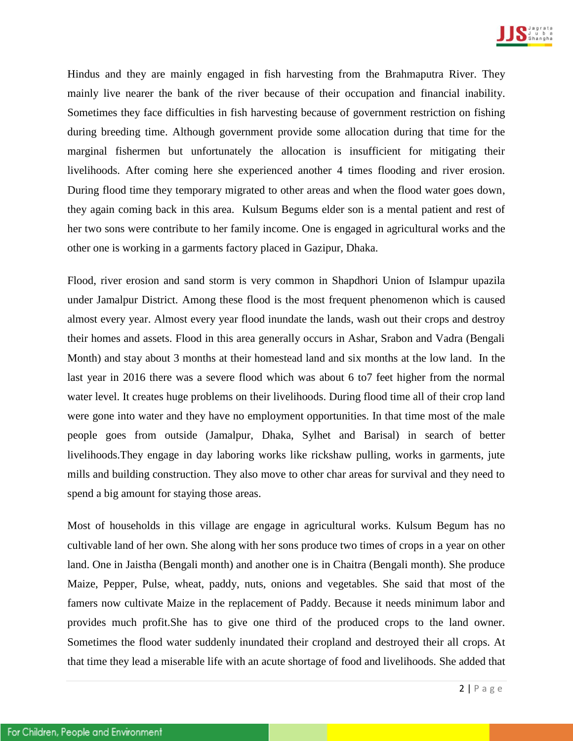Hindus and they are mainly engaged in fish harvesting from the Brahmaputra River. They mainly live nearer the bank of the river because of their occupation and financial inability. Sometimes they face difficulties in fish harvesting because of government restriction on fishing during breeding time. Although government provide some allocation during that time for the marginal fishermen but unfortunately the allocation is insufficient for mitigating their livelihoods. After coming here she experienced another 4 times flooding and river erosion. During flood time they temporary migrated to other areas and when the flood water goes down, they again coming back in this area. Kulsum Begums elder son is a mental patient and rest of her two sons were contribute to her family income. One is engaged in agricultural works and the other one is working in a garments factory placed in Gazipur, Dhaka.

Flood, river erosion and sand storm is very common in Shapdhori Union of Islampur upazila under Jamalpur District. Among these flood is the most frequent phenomenon which is caused almost every year. Almost every year flood inundate the lands, wash out their crops and destroy their homes and assets. Flood in this area generally occurs in Ashar, Srabon and Vadra (Bengali Month) and stay about 3 months at their homestead land and six months at the low land. In the last year in 2016 there was a severe flood which was about 6 to7 feet higher from the normal water level. It creates huge problems on their livelihoods. During flood time all of their crop land were gone into water and they have no employment opportunities. In that time most of the male people goes from outside (Jamalpur, Dhaka, Sylhet and Barisal) in search of better livelihoods.They engage in day laboring works like rickshaw pulling, works in garments, jute mills and building construction. They also move to other char areas for survival and they need to spend a big amount for staying those areas.

Most of households in this village are engage in agricultural works. Kulsum Begum has no cultivable land of her own. She along with her sons produce two times of crops in a year on other land. One in Jaistha (Bengali month) and another one is in Chaitra (Bengali month). She produce Maize, Pepper, Pulse, wheat, paddy, nuts, onions and vegetables. She said that most of the famers now cultivate Maize in the replacement of Paddy. Because it needs minimum labor and provides much profit.She has to give one third of the produced crops to the land owner. Sometimes the flood water suddenly inundated their cropland and destroyed their all crops. At that time they lead a miserable life with an acute shortage of food and livelihoods. She added that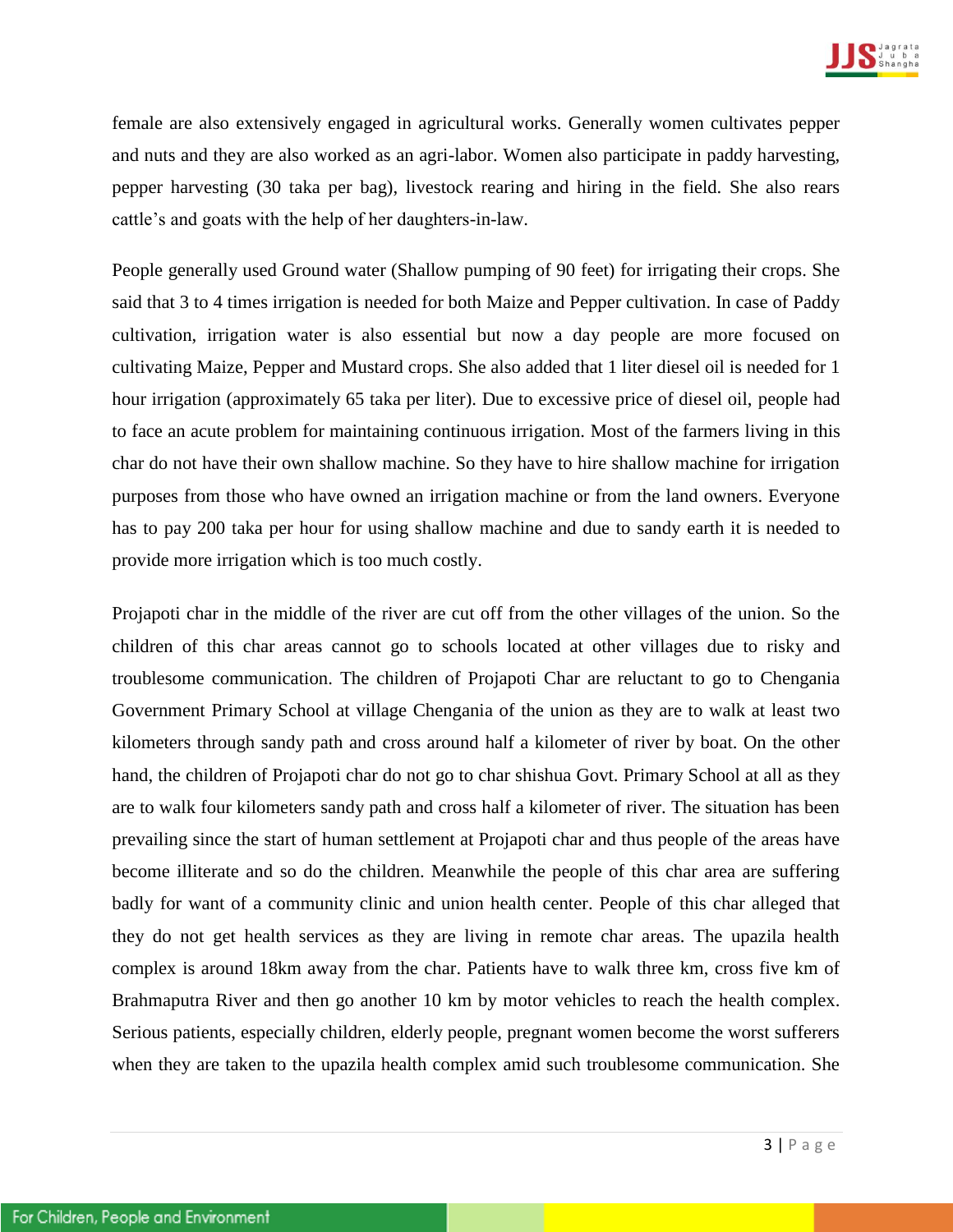female are also extensively engaged in agricultural works. Generally women cultivates pepper and nuts and they are also worked as an agri-labor. Women also participate in paddy harvesting, pepper harvesting (30 taka per bag), livestock rearing and hiring in the field. She also rears cattle's and goats with the help of her daughters-in-law.

People generally used Ground water (Shallow pumping of 90 feet) for irrigating their crops. She said that 3 to 4 times irrigation is needed for both Maize and Pepper cultivation. In case of Paddy cultivation, irrigation water is also essential but now a day people are more focused on cultivating Maize, Pepper and Mustard crops. She also added that 1 liter diesel oil is needed for 1 hour irrigation (approximately 65 taka per liter). Due to excessive price of diesel oil, people had to face an acute problem for maintaining continuous irrigation. Most of the farmers living in this char do not have their own shallow machine. So they have to hire shallow machine for irrigation purposes from those who have owned an irrigation machine or from the land owners. Everyone has to pay 200 taka per hour for using shallow machine and due to sandy earth it is needed to provide more irrigation which is too much costly.

Projapoti char in the middle of the river are cut off from the other villages of the union. So the children of this char areas cannot go to schools located at other villages due to risky and troublesome communication. The children of Projapoti Char are reluctant to go to Chengania Government Primary School at village Chengania of the union as they are to walk at least two kilometers through sandy path and cross around half a kilometer of river by boat. On the other hand, the children of Projapoti char do not go to char shishua Govt. Primary School at all as they are to walk four kilometers sandy path and cross half a kilometer of river. The situation has been prevailing since the start of human settlement at Projapoti char and thus people of the areas have become illiterate and so do the children. Meanwhile the people of this char area are suffering badly for want of a community clinic and union health center. People of this char alleged that they do not get health services as they are living in remote char areas. The upazila health complex is around 18km away from the char. Patients have to walk three km, cross five km of Brahmaputra River and then go another 10 km by motor vehicles to reach the health complex. Serious patients, especially children, elderly people, pregnant women become the worst sufferers when they are taken to the upazila health complex amid such troublesome communication. She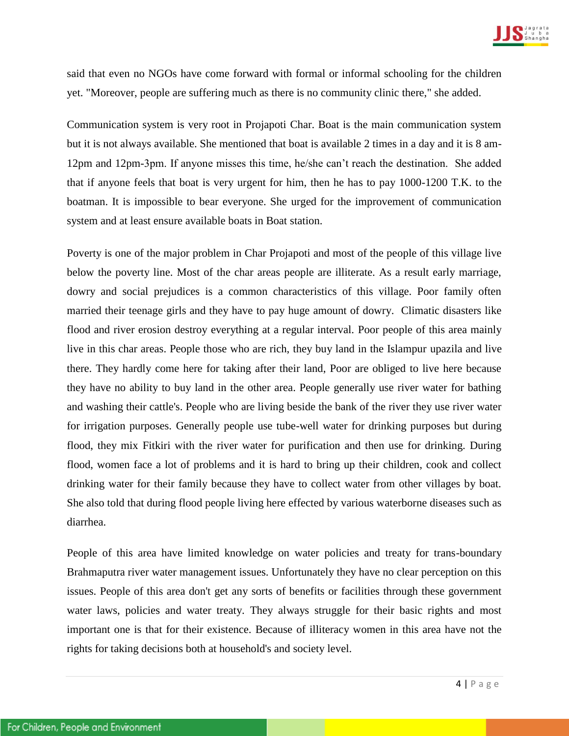said that even no NGOs have come forward with formal or informal schooling for the children yet. "Moreover, people are suffering much as there is no community clinic there," she added.

Communication system is very root in Projapoti Char. Boat is the main communication system but it is not always available. She mentioned that boat is available 2 times in a day and it is 8 am-12pm and 12pm-3pm. If anyone misses this time, he/she can't reach the destination. She added that if anyone feels that boat is very urgent for him, then he has to pay 1000-1200 T.K. to the boatman. It is impossible to bear everyone. She urged for the improvement of communication system and at least ensure available boats in Boat station.

Poverty is one of the major problem in Char Projapoti and most of the people of this village live below the poverty line. Most of the char areas people are illiterate. As a result early marriage, dowry and social prejudices is a common characteristics of this village. Poor family often married their teenage girls and they have to pay huge amount of dowry. Climatic disasters like flood and river erosion destroy everything at a regular interval. Poor people of this area mainly live in this char areas. People those who are rich, they buy land in the Islampur upazila and live there. They hardly come here for taking after their land, Poor are obliged to live here because they have no ability to buy land in the other area. People generally use river water for bathing and washing their cattle's. People who are living beside the bank of the river they use river water for irrigation purposes. Generally people use tube-well water for drinking purposes but during flood, they mix Fitkiri with the river water for purification and then use for drinking. During flood, women face a lot of problems and it is hard to bring up their children, cook and collect drinking water for their family because they have to collect water from other villages by boat. She also told that during flood people living here effected by various waterborne diseases such as diarrhea.

People of this area have limited knowledge on water policies and treaty for trans-boundary Brahmaputra river water management issues. Unfortunately they have no clear perception on this issues. People of this area don't get any sorts of benefits or facilities through these government water laws, policies and water treaty. They always struggle for their basic rights and most important one is that for their existence. Because of illiteracy women in this area have not the rights for taking decisions both at household's and society level.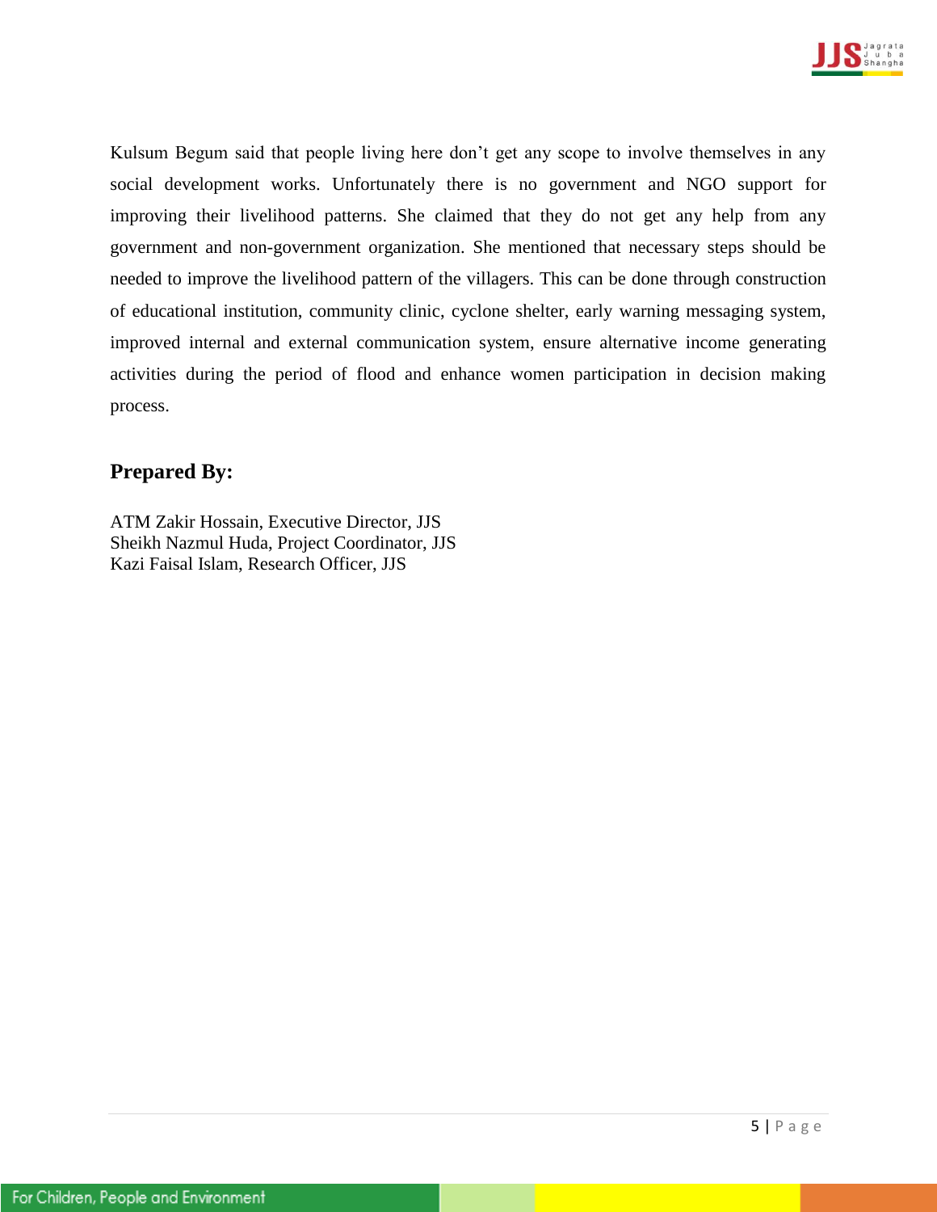Kulsum Begum said that people living here don't get any scope to involve themselves in any social development works. Unfortunately there is no government and NGO support for improving their livelihood patterns. She claimed that they do not get any help from any government and non-government organization. She mentioned that necessary steps should be needed to improve the livelihood pattern of the villagers. This can be done through construction of educational institution, community clinic, cyclone shelter, early warning messaging system, improved internal and external communication system, ensure alternative income generating activities during the period of flood and enhance women participation in decision making process.

## Prepared By:

ATM Zakir Hossain, Executive Director, JJS
Sheikh Nazmul Huda, Project Coordinator, JJS
Kazi Faisal Islam, Research Officer, JJS